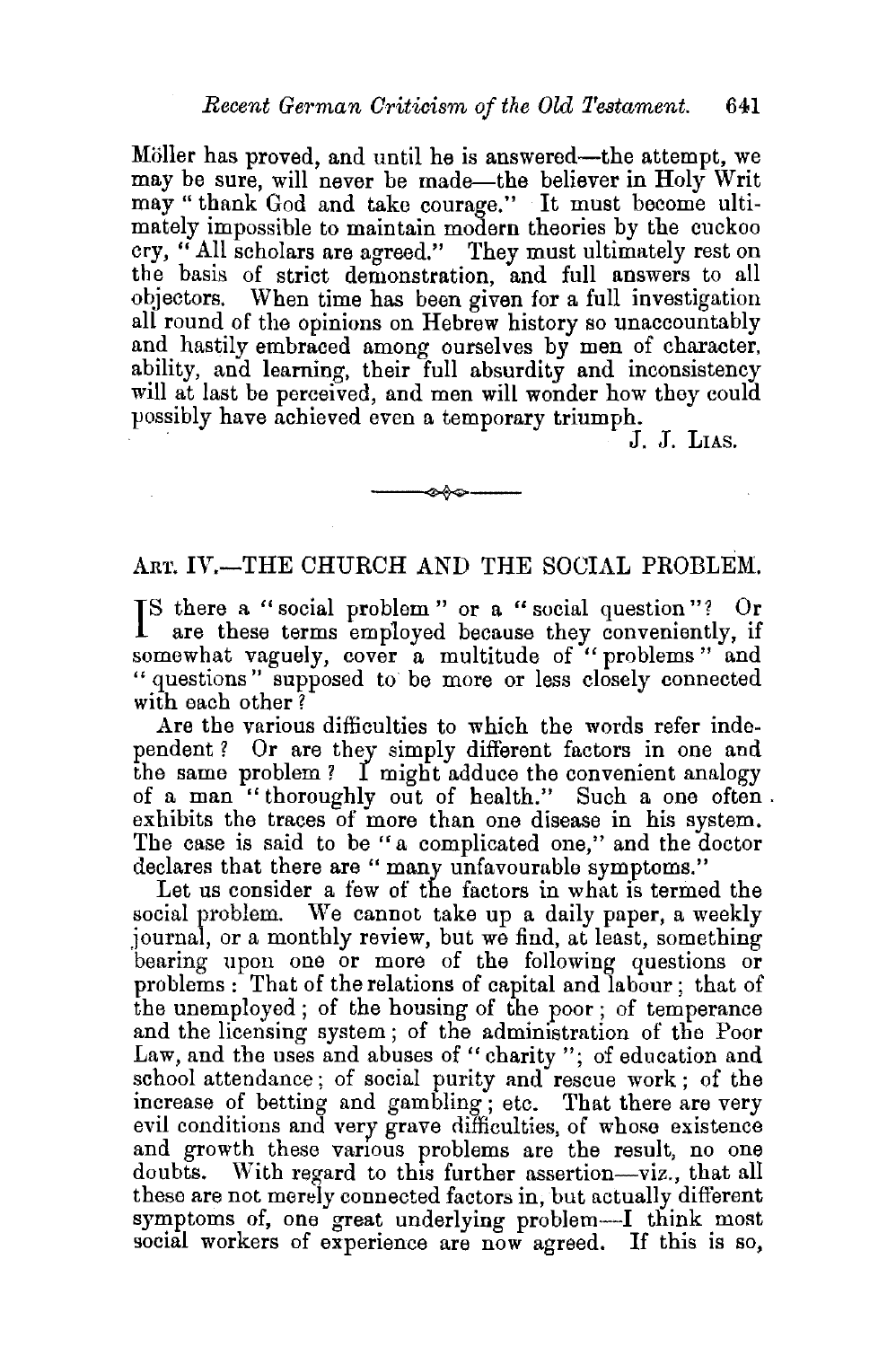Möller has proved, and until he is answered—the attempt, we may be sure, will never be made—the believer in Holy Writ may "thank God and take courage." It must become ultimately impossible to maintain modern theories by the cuckoo cry, "All scholars are agreed." They must ultimately rest on the basis of strict demonstration, and full answers to all objectors. When time has been given for a full investigation all round of the opinions on Hebrew history so unaccountably and hastily embraced among ourselves by men of character, ability, and learning, their full absurdity and inconsistency will at last be perceived, and men will wonder how they could possibly have achieved even a temporary triumph.

J. J. LIAS.

---

## ART. IV.—THE CHURCH AND THE SOCIAL PROBLEM.

IS there a "social problem" or a "social question"? Or are these terms employed because they conveniently, if somewhat vaguely, cover a multitude of "problems" and "questions" supposed to be more or less closely connected with each other?

Are the various difficulties to which the words refer independent? Or are they simply different factors in one and the same problem? I might adduce the convenient analogy of a man "thoroughly out of health." Such a one often exhibits the traces of more than one disease in his system. The case is said to be "a complicated one," and the doctor declares that there are "many unfavourable symptoms."

Let us consider a few of the factors in what is termed the social problem. We cannot take up a daily paper, a weekly journal, or a monthly review, but we find, at least, something bearing upon one or more of the following questions or problems: That of the relations of capital and labour; that of the unemployed; of the housing of the poor; of temperance and the licensing system; of the administration of the Poor Law, and the uses and abuses of "charity"; of education and school attendance; of social purity and rescue work; of the increase of betting and gambling; etc. That there are very evil conditions and very grave difficulties, of whose existence and growth these various problems are the result, no one doubts. With regard to this further assertion—viz., that all these are not merely connected factors in, but actually different symptoms of, one great underlying problem—I think most social workers of experience are now agreed. If this is so,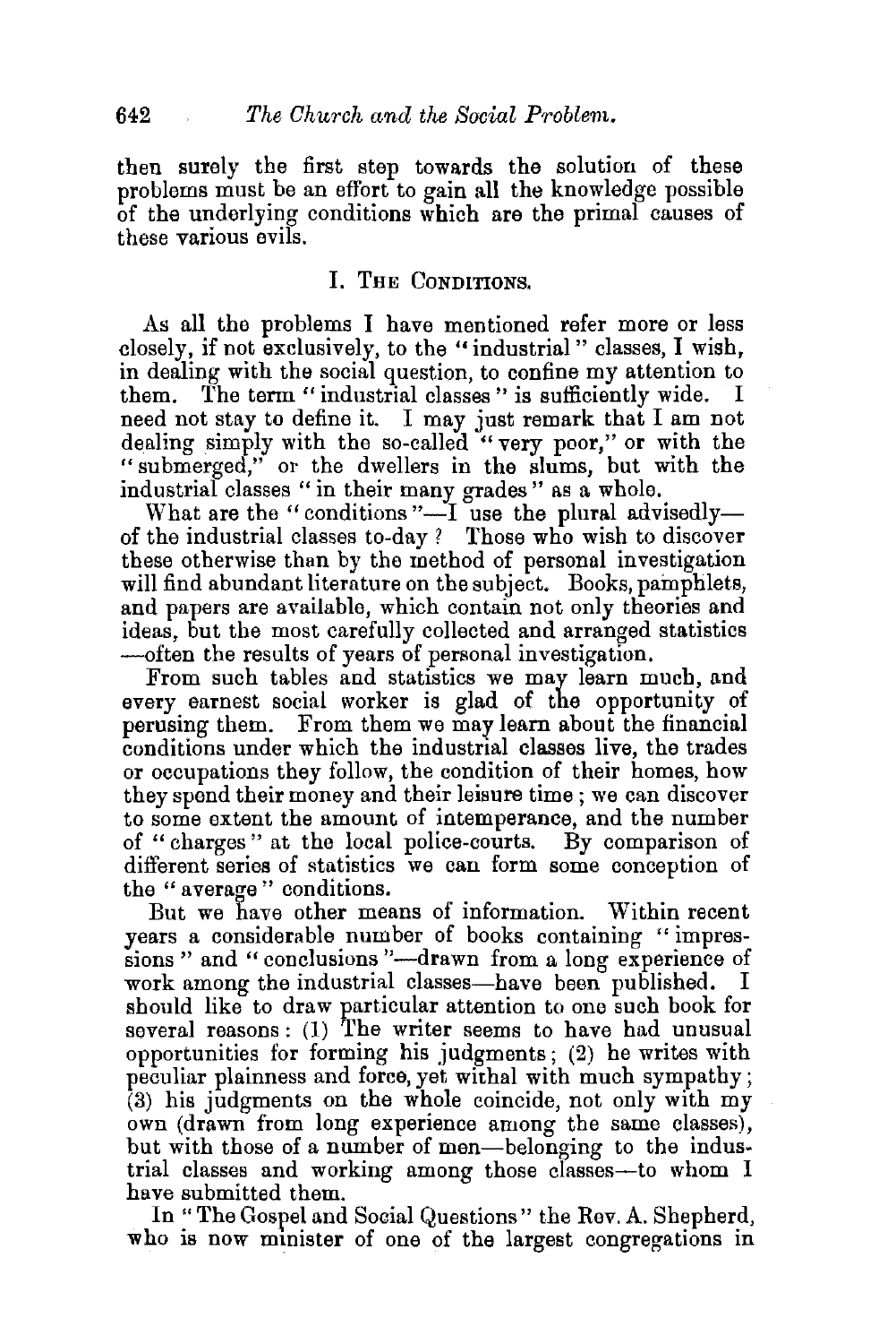then surely the first step towards the solution of these problems must be an effort to gain all the knowledge possible of the underlying conditions which are the primal causes of these various evils.

## I. The Conditions.

As all the problems I have mentioned refer more or less closely, if not exclusively, to the "industrial" classes, I wish, in dealing with the social question, to confine my attention to them. The term "industrial classes" is sufficiently wide. I need not stay to define it. I may just remark that I am not dealing simply with the so-called "very poor," or with the "submerged," or the dwellers in the slums, but with the industrial classes "in their many grades" as a whole.

What are the "conditions"—I use the plural advisedly—of the industrial classes to-day? Those who wish to discover these otherwise than by the method of personal investigation will find abundant literature on the subject. Books, pamphlets, and papers are available, which contain not only theories and ideas, but the most carefully collected and arranged statistics—often the results of years of personal investigation.

From such tables and statistics we may learn much, and every earnest social worker is glad of the opportunity of perusing them. From them we may learn about the financial conditions under which the industrial classes live, the trades or occupations they follow, the condition of their homes, how they spend their money and their leisure time; we can discover to some extent the amount of intemperance, and the number of "charges" at the local police-courts. By comparison of different series of statistics we can form some conception of the "average" conditions.

But we have other means of information. Within recent years a considerable number of books containing "impressions" and "conclusions"—drawn from a long experience of work among the industrial classes—have been published. I should like to draw particular attention to one such book for several reasons: (1) The writer seems to have had unusual opportunities for forming his judgments; (2) he writes with peculiar plainness and force, yet withal with much sympathy; (3) his judgments on the whole coincide, not only with my own (drawn from long experience among the same classes), but with those of a number of men—belonging to the industrial classes and working among those classes—to whom I have submitted them.

In "The Gospel and Social Questions" the Rev. A. Shepherd, who is now minister of one of the largest congregations in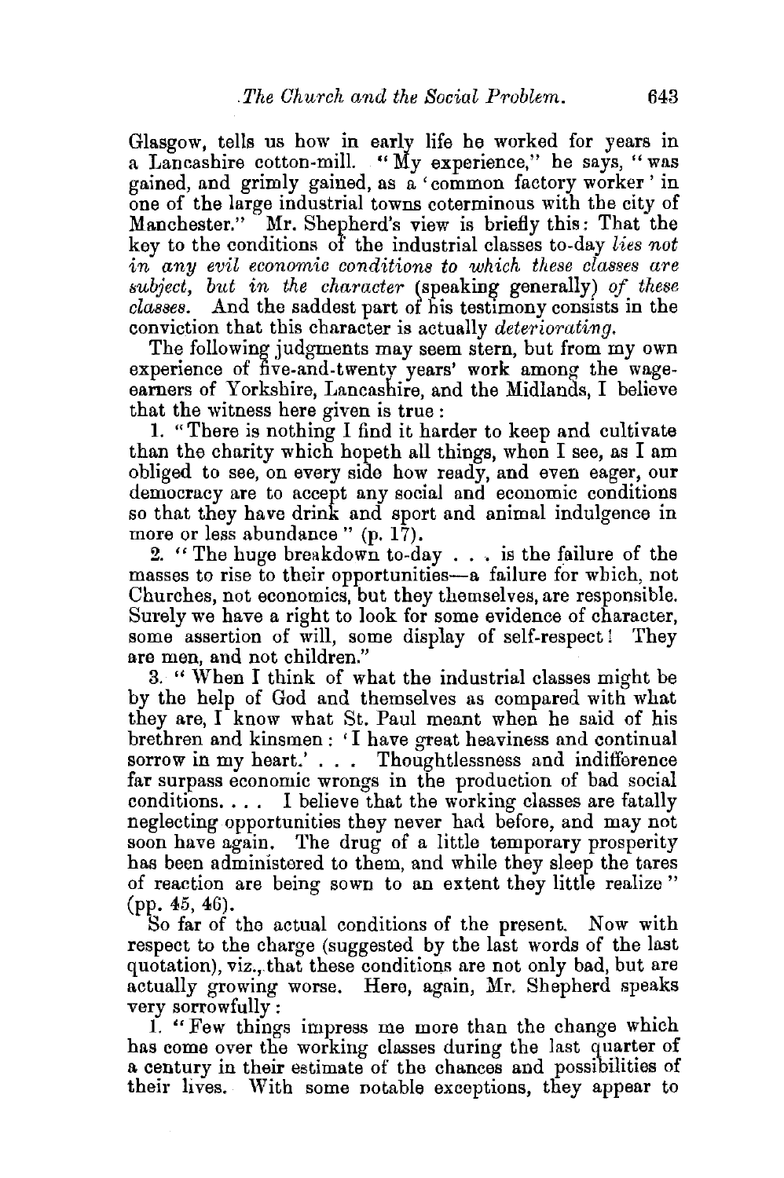Glasgow, tells us how in early life he worked for years in a Lancashire cotton-mill. "My experience," he says, "was gained, and grimly gained, as a 'common factory worker' in one of the large industrial towns coterminous with the city of Manchester." Mr. Shepherd's view is briefly this: That the key to the conditions of the industrial classes to-day *lies not in any evil economic conditions to which these classes are subject, but in the character* (speaking generally) *of these classes*. And the saddest part of his testimony consists in the conviction that this character is actually *deteriorating*.

The following judgments may seem stern, but from my own experience of five-and-twenty years' work among the wage-earners of Yorkshire, Lancashire, and the Midlands, I believe that the witness here given is true:

1. "There is nothing I find it harder to keep and cultivate than the charity which hopeth all things, when I see, as I am obliged to see, on every side how ready, and even eager, our democracy are to accept any social and economic conditions so that they have drink and sport and animal indulgence in more or less abundance" (p. 17).

2. "The huge breakdown to-day . . . is the failure of the masses to rise to their opportunities—a failure for which, not Churches, not economics, but they themselves, are responsible. Surely we have a right to look for some evidence of character, some assertion of will, some display of self-respect! They are men, and not children."

3. "When I think of what the industrial classes might be by the help of God and themselves as compared with what they are, I know what St. Paul meant when he said of his brethren and kinsmen: 'I have great heaviness and continual sorrow in my heart.' . . . Thoughtlessness and indifference far surpass economic wrongs in the production of bad social conditions. . . . I believe that the working classes are fatally neglecting opportunities they never had before, and may not soon have again. The drug of a little temporary prosperity has been administered to them, and while they sleep the tares of reaction are being sown to an extent they little realize" (pp. 45, 46).

So far of the actual conditions of the present. Now with respect to the charge (suggested by the last words of the last quotation), viz., that these conditions are not only bad, but are actually growing worse. Here, again, Mr. Shepherd speaks very sorrowfully:

1. "Few things impress me more than the change which has come over the working classes during the last quarter of a century in their estimate of the chances and possibilities of their lives. With some notable exceptions, they appear to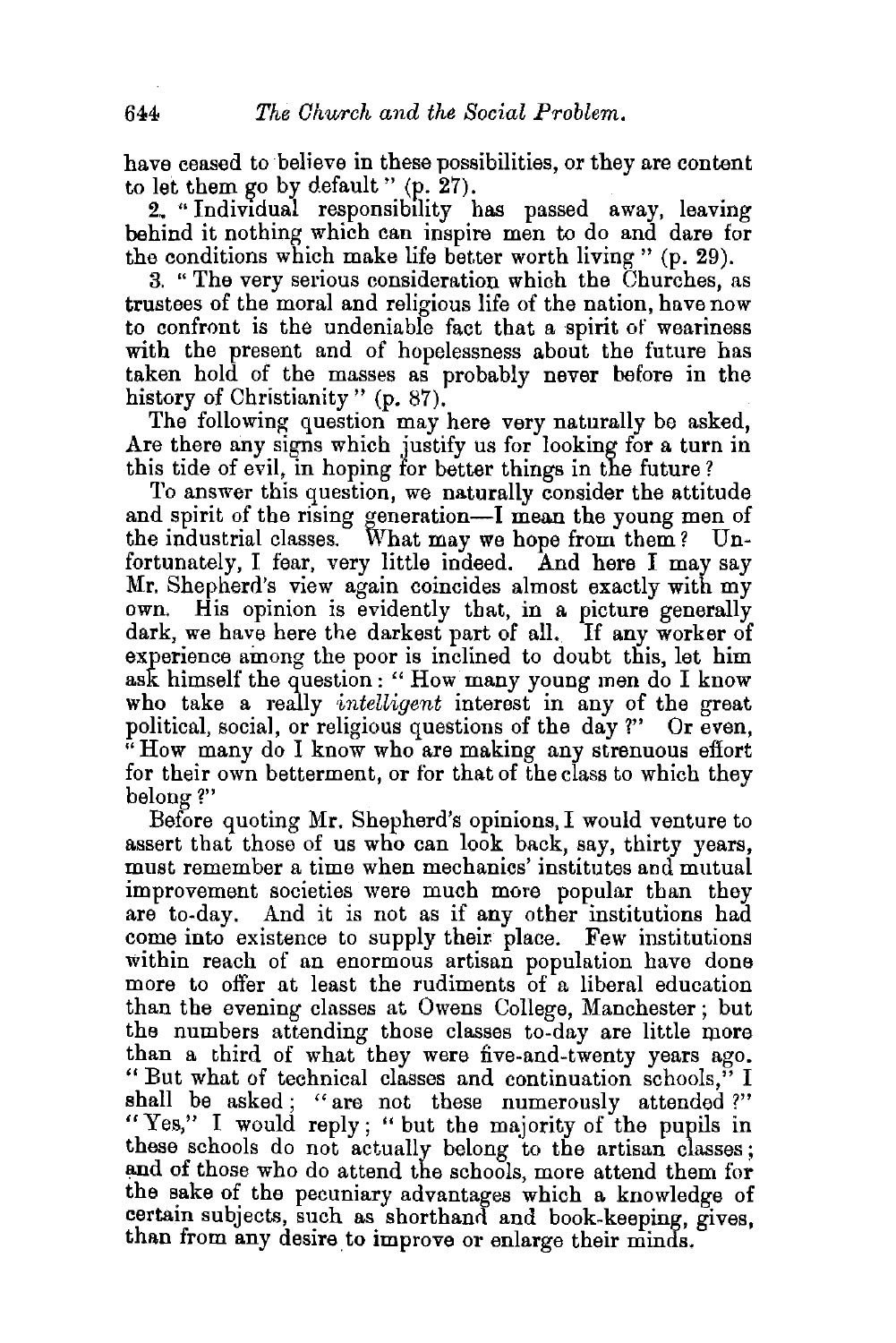have ceased to believe in these possibilities, or they are content to let them go by default" (p. 27).

2. "Individual responsibility has passed away, leaving behind it nothing which can inspire men to do and dare for the conditions which make life better worth living" (p. 29).

3. "The very serious consideration which the Churches, as trustees of the moral and religious life of the nation, have now to confront is the undeniable fact that a spirit of weariness with the present and of hopelessness about the future has taken hold of the masses as probably never before in the history of Christianity" (p. 87).

The following question may here very naturally be asked, Are there any signs which justify us for looking for a turn in this tide of evil, in hoping for better things in the future?

To answer this question, we naturally consider the attitude and spirit of the rising generation—I mean the young men of the industrial classes. What may we hope from them? Unfortunately, I fear, very little indeed. And here I may say Mr. Shepherd's view again coincides almost exactly with my own. His opinion is evidently that, in a picture generally dark, we have here the darkest part of all. If any worker of experience among the poor is inclined to doubt this, let him ask himself the question: "How many young men do I know who take a really *intelligent* interest in any of the great political, social, or religious questions of the day?" Or even, "How many do I know who are making any strenuous effort for their own betterment, or for that of the class to which they belong?"

Before quoting Mr. Shepherd's opinions, I would venture to assert that those of us who can look back, say, thirty years, must remember a time when mechanics' institutes and mutual improvement societies were much more popular than they are to-day. And it is not as if any other institutions had come into existence to supply their place. Few institutions within reach of an enormous artisan population have done more to offer at least the rudiments of a liberal education than the evening classes at Owens College, Manchester; but the numbers attending those classes to-day are little more than a third of what they were five-and-twenty years ago. "But what of technical classes and continuation schools," I shall be asked; "are not these numerously attended?" "Yes," I would reply; "but the majority of the pupils in these schools do not actually belong to the artisan classes; and of those who do attend the schools, more attend them for the sake of the pecuniary advantages which a knowledge of certain subjects, such as shorthand and book-keeping, gives, than from any desire to improve or enlarge their minds.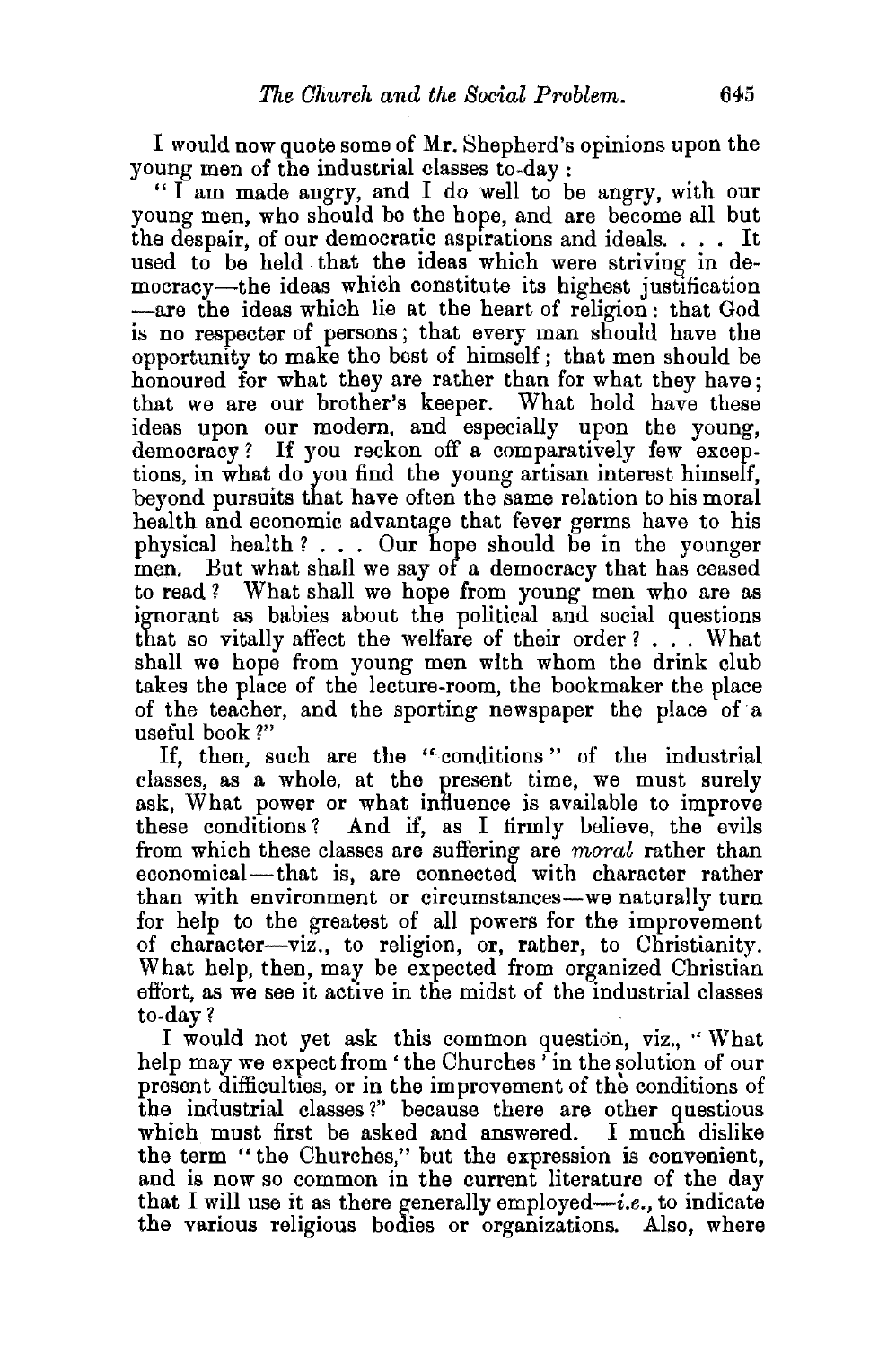I would now quote some of Mr. Shepherd's opinions upon the young men of the industrial classes to-day:

"I am made angry, and I do well to be angry, with our young men, who should be the hope, and are become all but the despair, of our democratic aspirations and ideals. . . . It used to be held that the ideas which were striving in democracy—the ideas which constitute its highest justification—are the ideas which lie at the heart of religion: that God is no respecter of persons; that every man should have the opportunity to make the best of himself; that men should be honoured for what they are rather than for what they have; that we are our brother's keeper. What hold have these ideas upon our modern, and especially upon the young, democracy? If you reckon off a comparatively few exceptions, in what do you find the young artisan interest himself, beyond pursuits that have often the same relation to his moral health and economic advantage that fever germs have to his physical health? . . . Our hope should be in the younger men. But what shall we say of a democracy that has ceased to read? What shall we hope from young men who are as ignorant as babies about the political and social questions that so vitally affect the welfare of their order? . . . What shall we hope from young men with whom the drink club takes the place of the lecture-room, the bookmaker the place of the teacher, and the sporting newspaper the place of a useful book?"

If, then, such are the "conditions" of the industrial classes, as a whole, at the present time, we must surely ask, What power or what influence is available to improve these conditions? And if, as I firmly believe, the evils from which these classes are suffering are *moral* rather than economical—that is, are connected with character rather than with environment or circumstances—we naturally turn for help to the greatest of all powers for the improvement of character—viz., to religion, or, rather, to Christianity. What help, then, may be expected from organized Christian effort, as we see it active in the midst of the industrial classes to-day?

I would not yet ask this common question, viz., "What help may we expect from 'the Churches' in the solution of our present difficulties, or in the improvement of the conditions of the industrial classes?" because there are other questious which must first be asked and answered. I much dislike the term "the Churches," but the expression is convenient, and is now so common in the current literature of the day that I will use it as there generally employed—*i.e.*, to indicate the various religious bodies or organizations. Also, where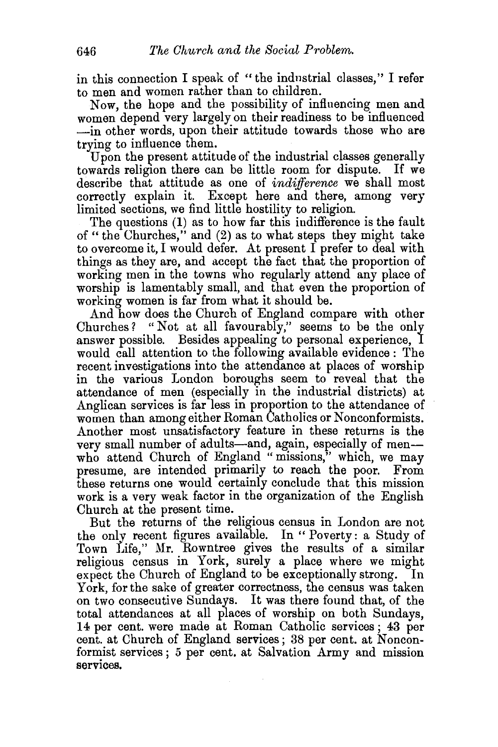in this connection I speak of "the industrial classes," I refer to men and women rather than to children.

Now, the hope and the possibility of influencing men and women depend very largely on their readiness to be influenced —in other words, upon their attitude towards those who are trying to influence them.

Upon the present attitude of the industrial classes generally towards religion there can be little room for dispute. If we describe that attitude as one of *indifference* we shall most correctly explain it. Except here and there, among very limited sections, we find little hostility to religion.

The questions (1) as to how far this indifference is the fault of "the Churches," and (2) as to what steps they might take to overcome it, I would defer. At present I prefer to deal with things as they are, and accept the fact that the proportion of working men in the towns who regularly attend any place of worship is lamentably small, and that even the proportion of working women is far from what it should be.

And how does the Church of England compare with other Churches? "Not at all favourably," seems to be the only answer possible. Besides appealing to personal experience, I would call attention to the following available evidence: The recent investigations into the attendance at places of worship in the various London boroughs seem to reveal that the attendance of men (especially in the industrial districts) at Anglican services is far less in proportion to the attendance of women than among either Roman Catholics or Nonconformists. Another most unsatisfactory feature in these returns is the very small number of adults—and, again, especially of men—who attend Church of England "missions," which, we may presume, are intended primarily to reach the poor. From these returns one would certainly conclude that this mission work is a very weak factor in the organization of the English Church at the present time.

But the returns of the religious census in London are not the only recent figures available. In "Poverty: a Study of Town Life," Mr. Rowntree gives the results of a similar religious census in York, surely a place where we might expect the Church of England to be exceptionally strong. In York, for the sake of greater correctness, the census was taken on two consecutive Sundays. It was there found that, of the total attendances at all places of worship on both Sundays, 14 per cent. were made at Roman Catholic services; 43 per cent. at Church of England services; 38 per cent. at Nonconformist services; 5 per cent. at Salvation Army and mission services.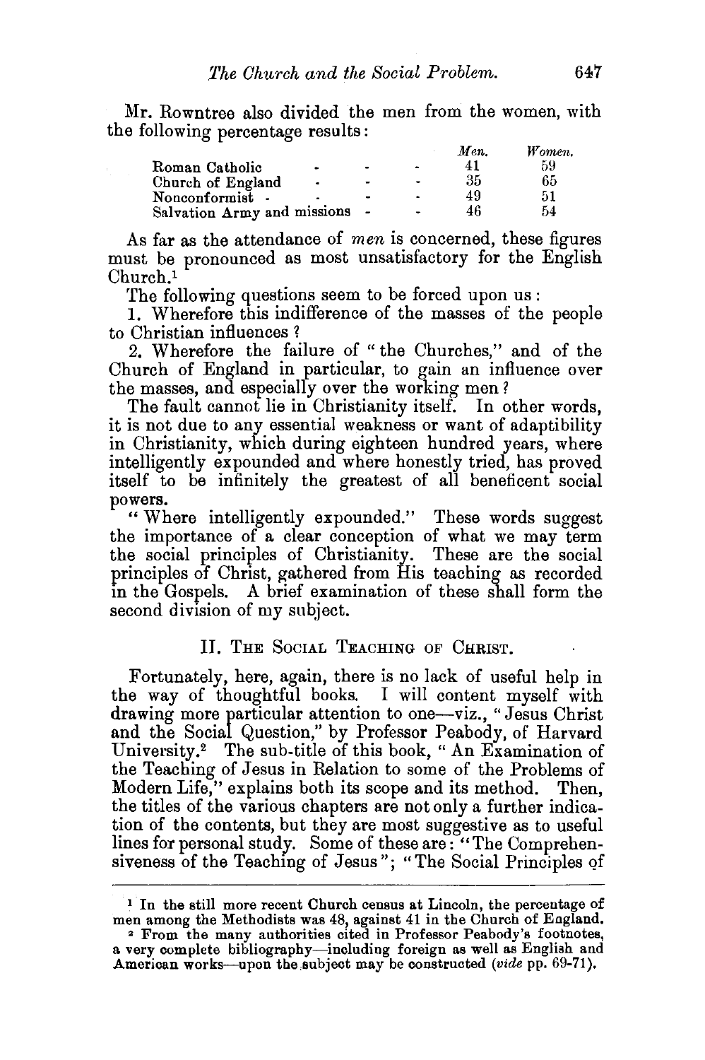Mr. Rowntree also divided the men from the women, with the following percentage results:

| | *Men.* | *Women.* |
|---|---|---|
| Roman Catholic | 41 | 59 |
| Church of England | 35 | 65 |
| Nonconformist | 49 | 51 |
| Salvation Army and missions | 46 | 54 |

As far as the attendance of *men* is concerned, these figures must be pronounced as most unsatisfactory for the English Church.[1]

The following questions seem to be forced upon us:

1. Wherefore this indifference of the masses of the people to Christian influences?

2. Wherefore the failure of "the Churches," and of the Church of England in particular, to gain an influence over the masses, and especially over the working men?

The fault cannot lie in Christianity itself. In other words, it is not due to any essential weakness or want of adaptibility in Christianity, which during eighteen hundred years, where intelligently expounded and where honestly tried, has proved itself to be infinitely the greatest of all beneficent social powers.

"Where intelligently expounded." These words suggest the importance of a clear conception of what we may term the social principles of Christianity. These are the social principles of Christ, gathered from His teaching as recorded in the Gospels. A brief examination of these shall form the second division of my subject.

## II. The Social Teaching of Christ.

Fortunately, here, again, there is no lack of useful help in the way of thoughtful books. I will content myself with drawing more particular attention to one—viz., "Jesus Christ and the Social Question," by Professor Peabody, of Harvard University.[2] The sub-title of this book, "An Examination of the Teaching of Jesus in Relation to some of the Problems of Modern Life," explains both its scope and its method. Then, the titles of the various chapters are not only a further indication of the contents, but they are most suggestive as to useful lines for personal study. Some of these are: "The Comprehensiveness of the Teaching of Jesus"; "The Social Principles of

---

[1] In the still more recent Church census at Lincoln, the percentage of men among the Methodists was 48, against 41 in the Church of England.

[2] From the many authorities cited in Professor Peabody's footnotes, a very complete bibliography—including foreign as well as English and American works—upon the subject may be constructed (*vide* pp. 69-71).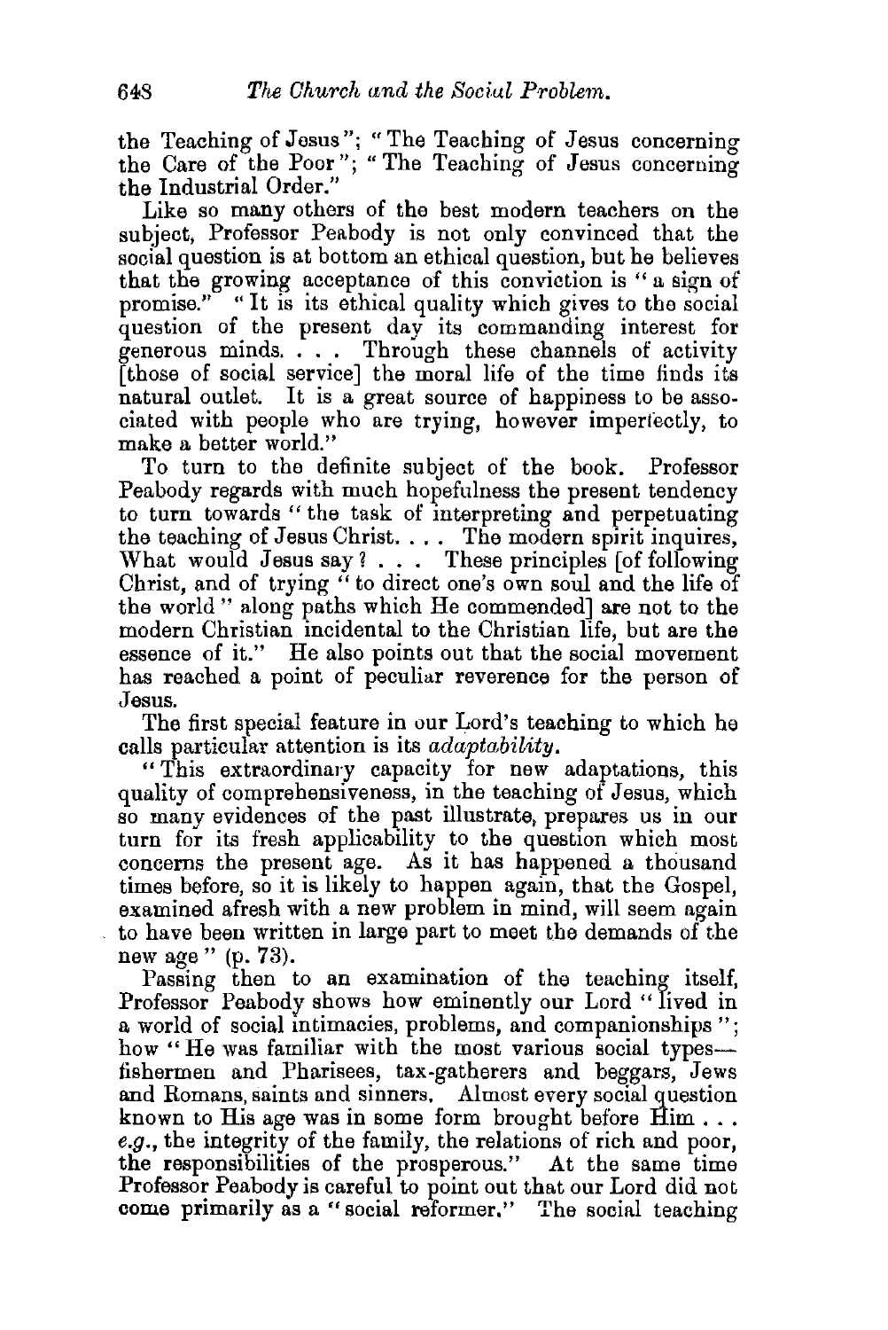the Teaching of Jesus"; "The Teaching of Jesus concerning the Care of the Poor"; "The Teaching of Jesus concerning the Industrial Order."

Like so many others of the best modern teachers on the subject, Professor Peabody is not only convinced that the social question is at bottom an ethical question, but he believes that the growing acceptance of this conviction is "a sign of promise." "It is its ethical quality which gives to the social question of the present day its commanding interest for generous minds. . . . Through these channels of activity [those of social service] the moral life of the time finds its natural outlet. It is a great source of happiness to be associated with people who are trying, however imperfectly, to make a better world."

To turn to the definite subject of the book. Professor Peabody regards with much hopefulness the present tendency to turn towards "the task of interpreting and perpetuating the teaching of Jesus Christ. . . . The modern spirit inquires, What would Jesus say? . . . These principles [of following Christ, and of trying "to direct one's own soul and the life of the world" along paths which He commended] are not to the modern Christian incidental to the Christian life, but are the essence of it." He also points out that the social movement has reached a point of peculiar reverence for the person of Jesus.

The first special feature in our Lord's teaching to which he calls particular attention is its *adaptability*.

"This extraordinary capacity for new adaptations, this quality of comprehensiveness, in the teaching of Jesus, which so many evidences of the past illustrate, prepares us in our turn for its fresh applicability to the question which most concerns the present age. As it has happened a thousand times before, so it is likely to happen again, that the Gospel, examined afresh with a new problem in mind, will seem again to have been written in large part to meet the demands of the new age" (p. 73).

Passing then to an examination of the teaching itself, Professor Peabody shows how eminently our Lord "lived in a world of social intimacies, problems, and companionships"; how "He was familiar with the most various social types—fishermen and Pharisees, tax-gatherers and beggars, Jews and Romans, saints and sinners. Almost every social question known to His age was in some form brought before Him . . . *e.g.*, the integrity of the family, the relations of rich and poor, the responsibilities of the prosperous." At the same time Professor Peabody is careful to point out that our Lord did not come primarily as a "social reformer." The social teaching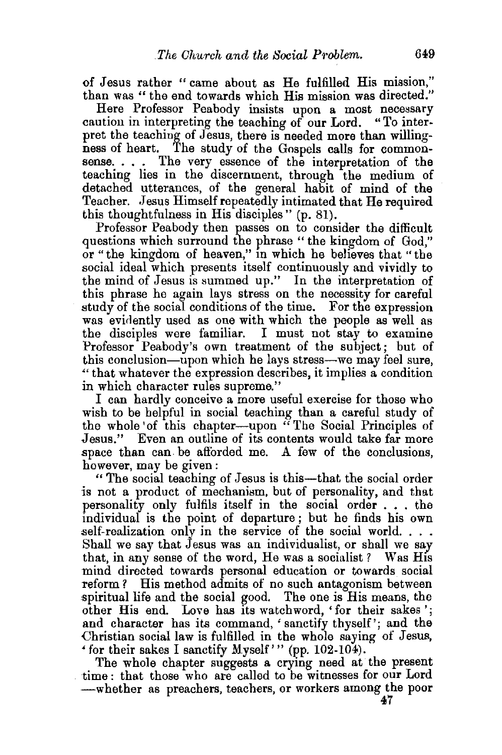of Jesus rather "came about as He fulfilled His mission," than was "the end towards which His mission was directed."

Here Professor Peabody insists upon a most necessary caution in interpreting the teaching of our Lord. "To interpret the teaching of Jesus, there is needed more than willingness of heart. The study of the Gospels calls for commonsense. . . . The very essence of the interpretation of the teaching lies in the discernment, through the medium of detached utterances, of the general habit of mind of the Teacher. Jesus Himself repeatedly intimated that He required this thoughtfulness in His disciples" (p. 81).

Professor Peabody then passes on to consider the difficult questions which surround the phrase "the kingdom of God," or "the kingdom of heaven," in which he believes that "the social ideal which presents itself continuously and vividly to the mind of Jesus is summed up." In the interpretation of this phrase he again lays stress on the necessity for careful study of the social conditions of the time. For the expression was evidently used as one with which the people as well as the disciples were familiar. I must not stay to examine Professor Peabody's own treatment of the subject; but of this conclusion—upon which he lays stress—we may feel sure, "that whatever the expression describes, it implies a condition in which character rules supreme."

I can hardly conceive a more useful exercise for those who wish to be helpful in social teaching than a careful study of the whole of this chapter—upon "The Social Principles of Jesus." Even an outline of its contents would take far more space than can be afforded me. A few of the conclusions, however, may be given:

"The social teaching of Jesus is this—that the social order is not a product of mechanism, but of personality, and that personality only fulfils itself in the social order . . . the individual is the point of departure; but he finds his own self-realization only in the service of the social world. . . . Shall we say that Jesus was an individualist, or shall we say that, in any sense of the word, He was a socialist? Was His mind directed towards personal education or towards social reform? His method admits of no such antagonism between spiritual life and the social good. The one is His means, the other His end. Love has its watchword, 'for their sakes'; and character has its command, 'sanctify thyself'; and the Christian social law is fulfilled in the whole saying of Jesus, 'for their sakes I sanctify Myself'" (pp. 102-104).

The whole chapter suggests a crying need at the present time: that those who are called to be witnesses for our Lord —whether as preachers, teachers, or workers among the poor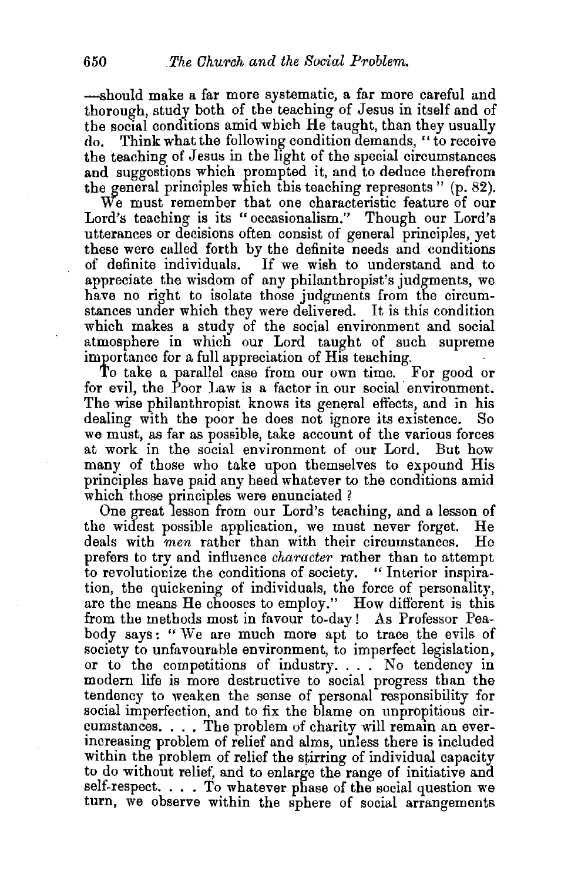—should make a far more systematic, a far more careful and thorough, study both of the teaching of Jesus in itself and of the social conditions amid which He taught, than they usually do. Think what the following condition demands, "to receive the teaching of Jesus in the light of the special circumstances and suggestions which prompted it, and to deduce therefrom the general principles which this teaching represents" (p. 82).

We must remember that one characteristic feature of our Lord's teaching is its "occasionalism." Though our Lord's utterances or decisions often consist of general principles, yet these were called forth by the definite needs and conditions of definite individuals. If we wish to understand and to appreciate the wisdom of any philanthropist's judgments, we have no right to isolate those judgments from the circumstances under which they were delivered. It is this condition which makes a study of the social environment and social atmosphere in which our Lord taught of such supreme importance for a full appreciation of His teaching.

To take a parallel case from our own time. For good or for evil, the Poor Law is a factor in our social environment. The wise philanthropist knows its general effects, and in his dealing with the poor he does not ignore its existence. So we must, as far as possible, take account of the various forces at work in the social environment of our Lord. But how many of those who take upon themselves to expound His principles have paid any heed whatever to the conditions amid which those principles were enunciated?

One great lesson from our Lord's teaching, and a lesson of the widest possible application, we must never forget. He deals with *men* rather than with their circumstances. He prefers to try and influence *character* rather than to attempt to revolutionize the conditions of society. "Interior inspiration, the quickening of individuals, the force of personality, are the means He chooses to employ." How different is this from the methods most in favour to-day! As Professor Peabody says: "We are much more apt to trace the evils of society to unfavourable environment, to imperfect legislation, or to the competitions of industry. . . . No tendency in modern life is more destructive to social progress than the tendency to weaken the sense of personal responsibility for social imperfection, and to fix the blame on unpropitious circumstances. . . . The problem of charity will remain an ever-increasing problem of relief and alms, unless there is included within the problem of relief the stirring of individual capacity to do without relief, and to enlarge the range of initiative and self-respect. . . . To whatever phase of the social question we turn, we observe within the sphere of social arrangements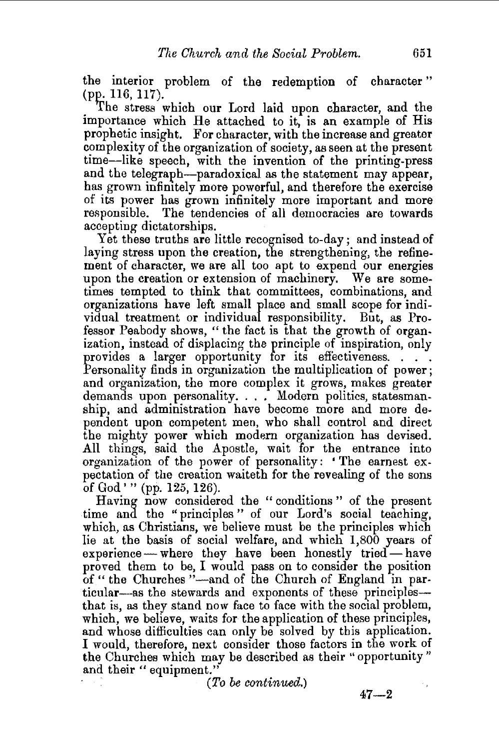the interior problem of the redemption of character" (pp. 116, 117).

The stress which our Lord laid upon character, and the importance which He attached to it, is an example of His prophetic insight. For character, with the increase and greater complexity of the organization of society, as seen at the present time—like speech, with the invention of the printing-press and the telegraph—paradoxical as the statement may appear, has grown infinitely more powerful, and therefore the exercise of its power has grown infinitely more important and more responsible. The tendencies of all democracies are towards accepting dictatorships.

Yet these truths are little recognised to-day; and instead of laying stress upon the creation, the strengthening, the refinement of character, we are all too apt to expend our energies upon the creation or extension of machinery. We are sometimes tempted to think that committees, combinations, and organizations have left small place and small scope for individual treatment or individual responsibility. But, as Professor Peabody shows, "the fact is that the growth of organization, instead of displacing the principle of inspiration, only provides a larger opportunity for its effectiveness. . . . Personality finds in organization the multiplication of power; and organization, the more complex it grows, makes greater demands upon personality. . . . Modern politics, statesmanship, and administration have become more and more dependent upon competent men, who shall control and direct the mighty power which modern organization has devised. All things, said the Apostle, wait for the entrance into organization of the power of personality: 'The earnest expectation of the creation waiteth for the revealing of the sons of God'" (pp. 125, 126).

Having now considered the "conditions" of the present time and the "principles" of our Lord's social teaching, which, as Christians, we believe must be the principles which lie at the basis of social welfare, and which 1,800 years of experience — where they have been honestly tried — have proved them to be, I would pass on to consider the position of "the Churches"—and of the Church of England in particular—as the stewards and exponents of these principles—that is, as they stand now face to face with the social problem, which, we believe, waits for the application of these principles, and whose difficulties can only be solved by this application. I would, therefore, next consider those factors in the work of the Churches which may be described as their "opportunity" and their "equipment."

*(To be continued.)*